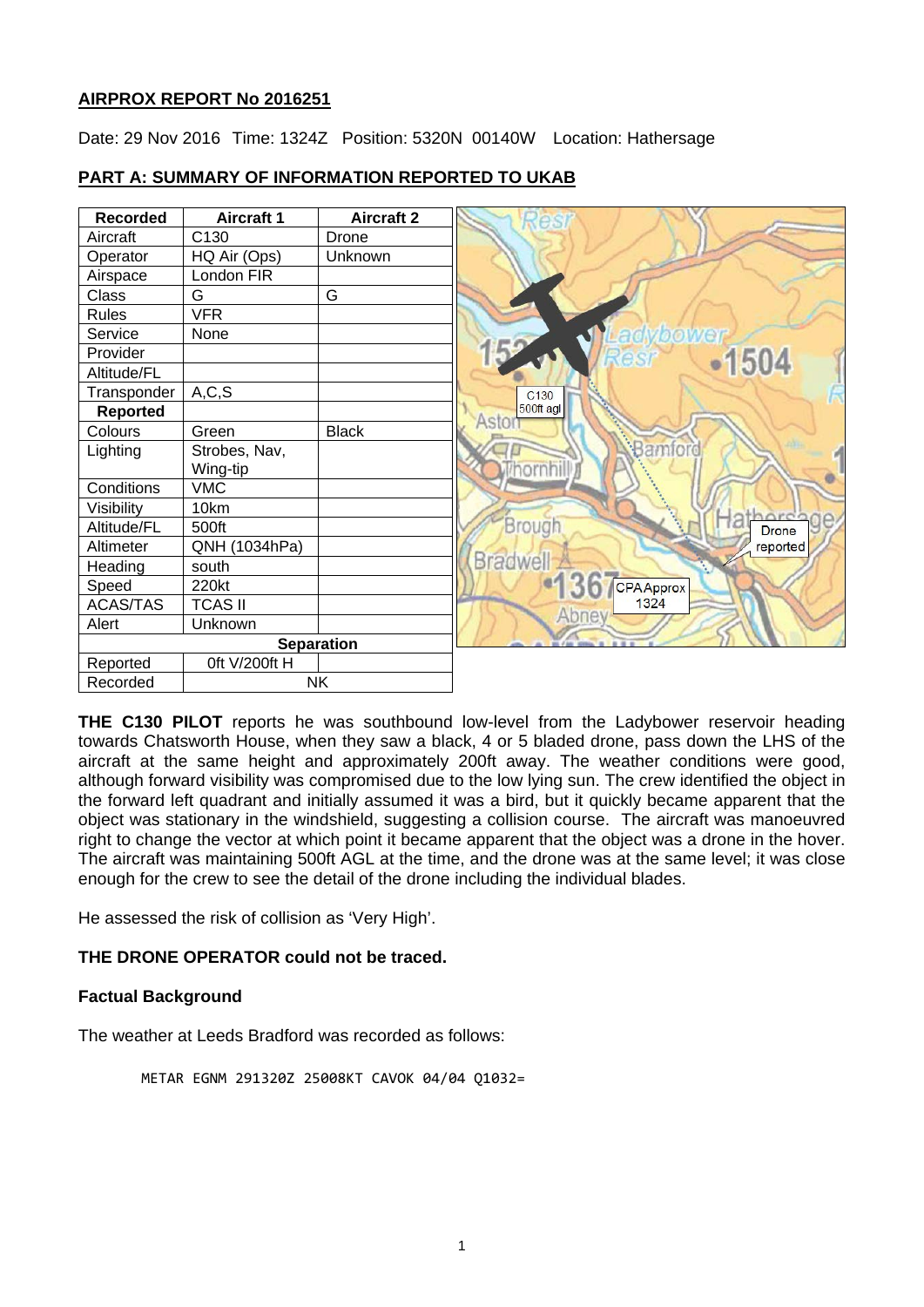# AIRPROX REPORT No 2016251

Date: 29 Nov 2016 Time: 1324Z Position: 5320N 00140W Location: Hathersage

## PART A: SUMMARY OF INFORMATION REPORTED TO UKAB

| Recorded | Aircraft 1 | Aircraft 2 |
|---|---|---|
| Aircraft | C130 | Drone |
| Operator | HQ Air (Ops) | Unknown |
| Airspace | London FIR | |
| Class | G | G |
| Rules | VFR | |
| Service | None | |
| Provider | | |
| Altitude/FL | | |
| Transponder | A,C,S | |
| **Reported** | | |
| Colours | Green | Black |
| Lighting | Strobes, Nav, Wing-tip | |
| Conditions | VMC | |
| Visibility | 10km | |
| Altitude/FL | 500ft | |
| Altimeter | QNH (1034hPa) | |
| Heading | south | |
| Speed | 220kt | |
| ACAS/TAS | TCAS II | |
| Alert | Unknown | |
| **Separation** | | |
| Reported | 0ft V/200ft H | |
| Recorded | NK | |

**THE C130 PILOT** reports he was southbound low-level from the Ladybower reservoir heading towards Chatsworth House, when they saw a black, 4 or 5 bladed drone, pass down the LHS of the aircraft at the same height and approximately 200ft away. The weather conditions were good, although forward visibility was compromised due to the low lying sun. The crew identified the object in the forward left quadrant and initially assumed it was a bird, but it quickly became apparent that the object was stationary in the windshield, suggesting a collision course. The aircraft was manoeuvred right to change the vector at which point it became apparent that the object was a drone in the hover. The aircraft was maintaining 500ft AGL at the time, and the drone was at the same level; it was close enough for the crew to see the detail of the drone including the individual blades.

He assessed the risk of collision as 'Very High'.

**THE DRONE OPERATOR could not be traced.**

**Factual Background**

The weather at Leeds Bradford was recorded as follows:

```
METAR EGNM 291320Z 25008KT CAVOK 04/04 Q1032=
```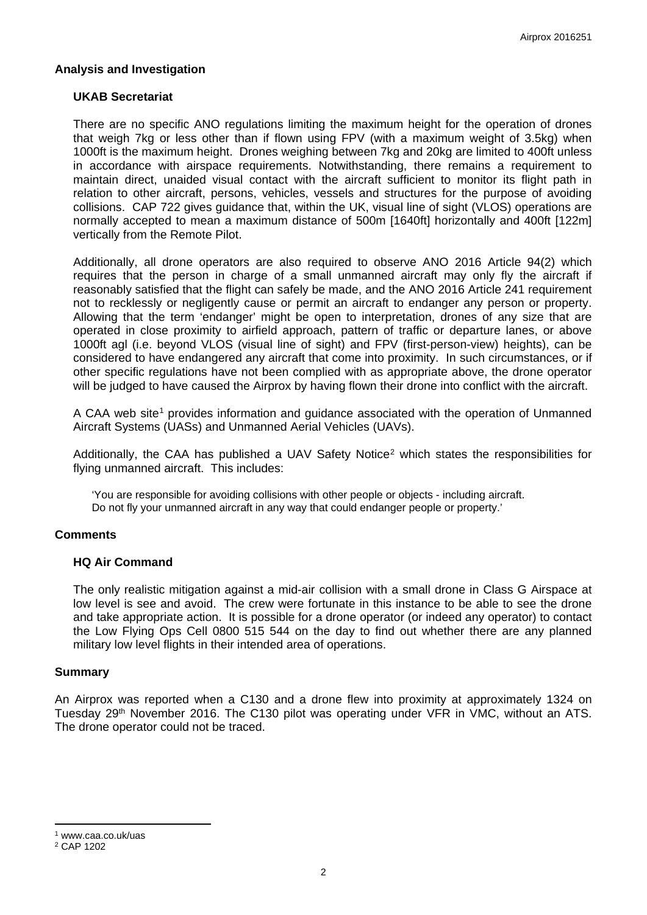## Analysis and Investigation

### UKAB Secretariat

There are no specific ANO regulations limiting the maximum height for the operation of drones that weigh 7kg or less other than if flown using FPV (with a maximum weight of 3.5kg) when 1000ft is the maximum height. Drones weighing between 7kg and 20kg are limited to 400ft unless in accordance with airspace requirements. Notwithstanding, there remains a requirement to maintain direct, unaided visual contact with the aircraft sufficient to monitor its flight path in relation to other aircraft, persons, vehicles, vessels and structures for the purpose of avoiding collisions. CAP 722 gives guidance that, within the UK, visual line of sight (VLOS) operations are normally accepted to mean a maximum distance of 500m [1640ft] horizontally and 400ft [122m] vertically from the Remote Pilot.

Additionally, all drone operators are also required to observe ANO 2016 Article 94(2) which requires that the person in charge of a small unmanned aircraft may only fly the aircraft if reasonably satisfied that the flight can safely be made, and the ANO 2016 Article 241 requirement not to recklessly or negligently cause or permit an aircraft to endanger any person or property. Allowing that the term 'endanger' might be open to interpretation, drones of any size that are operated in close proximity to airfield approach, pattern of traffic or departure lanes, or above 1000ft agl (i.e. beyond VLOS (visual line of sight) and FPV (first-person-view) heights), can be considered to have endangered any aircraft that come into proximity. In such circumstances, or if other specific regulations have not been complied with as appropriate above, the drone operator will be judged to have caused the Airprox by having flown their drone into conflict with the aircraft.

A CAA web site[1] provides information and guidance associated with the operation of Unmanned Aircraft Systems (UASs) and Unmanned Aerial Vehicles (UAVs).

Additionally, the CAA has published a UAV Safety Notice[2] which states the responsibilities for flying unmanned aircraft. This includes:

> 'You are responsible for avoiding collisions with other people or objects - including aircraft.
> Do not fly your unmanned aircraft in any way that could endanger people or property.'

## Comments

### HQ Air Command

The only realistic mitigation against a mid-air collision with a small drone in Class G Airspace at low level is see and avoid. The crew were fortunate in this instance to be able to see the drone and take appropriate action. It is possible for a drone operator (or indeed any operator) to contact the Low Flying Ops Cell 0800 515 544 on the day to find out whether there are any planned military low level flights in their intended area of operations.

## Summary

An Airprox was reported when a C130 and a drone flew into proximity at approximately 1324 on Tuesday 29th November 2016. The C130 pilot was operating under VFR in VMC, without an ATS. The drone operator could not be traced.

---

[1] www.caa.co.uk/uas

[2] CAP 1202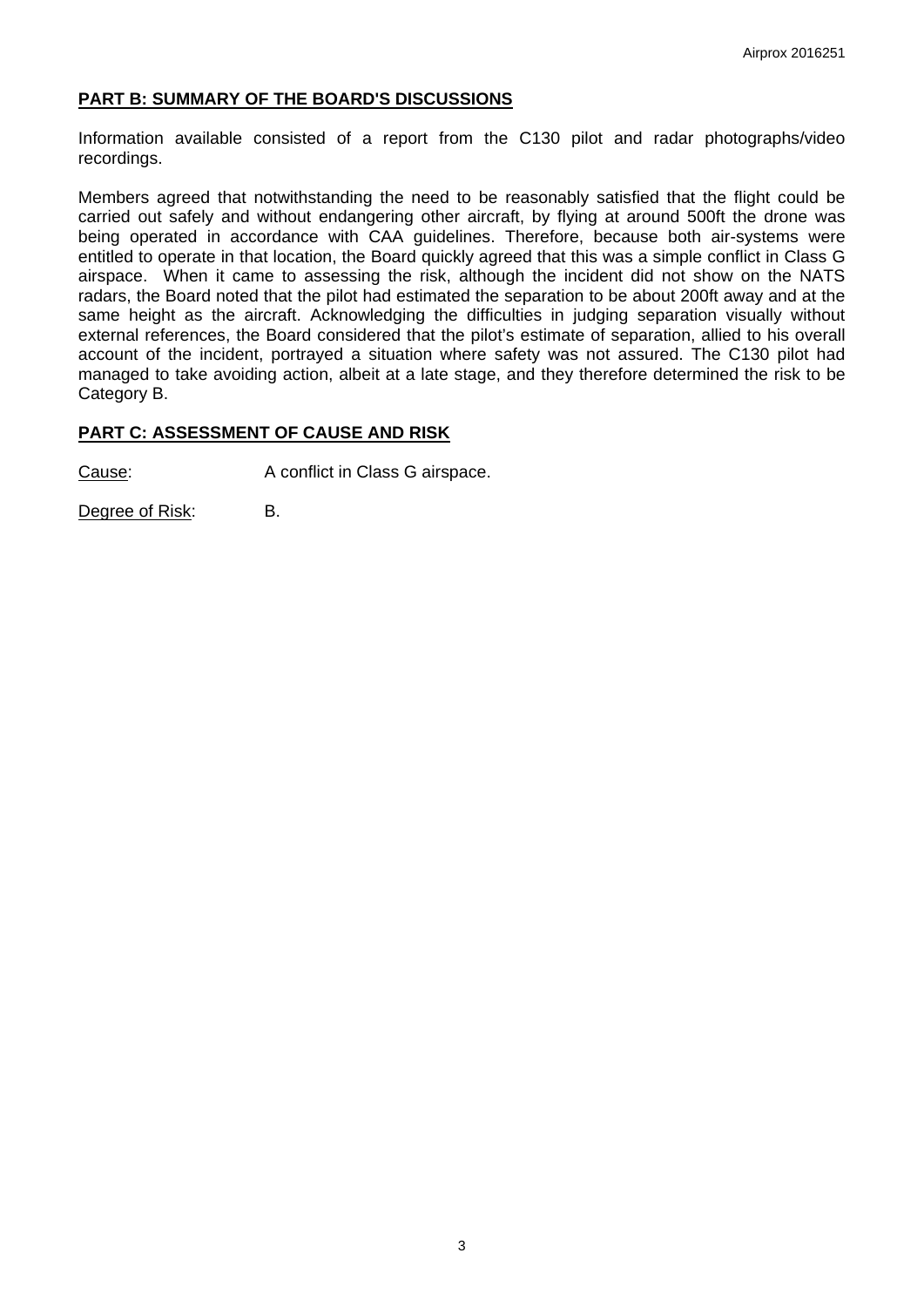**PART B: SUMMARY OF THE BOARD'S DISCUSSIONS**

Information available consisted of a report from the C130 pilot and radar photographs/video recordings.

Members agreed that notwithstanding the need to be reasonably satisfied that the flight could be carried out safely and without endangering other aircraft, by flying at around 500ft the drone was being operated in accordance with CAA guidelines. Therefore, because both air-systems were entitled to operate in that location, the Board quickly agreed that this was a simple conflict in Class G airspace. When it came to assessing the risk, although the incident did not show on the NATS radars, the Board noted that the pilot had estimated the separation to be about 200ft away and at the same height as the aircraft. Acknowledging the difficulties in judging separation visually without external references, the Board considered that the pilot's estimate of separation, allied to his overall account of the incident, portrayed a situation where safety was not assured. The C130 pilot had managed to take avoiding action, albeit at a late stage, and they therefore determined the risk to be Category B.

**PART C: ASSESSMENT OF CAUSE AND RISK**

Cause: A conflict in Class G airspace.

Degree of Risk: B.